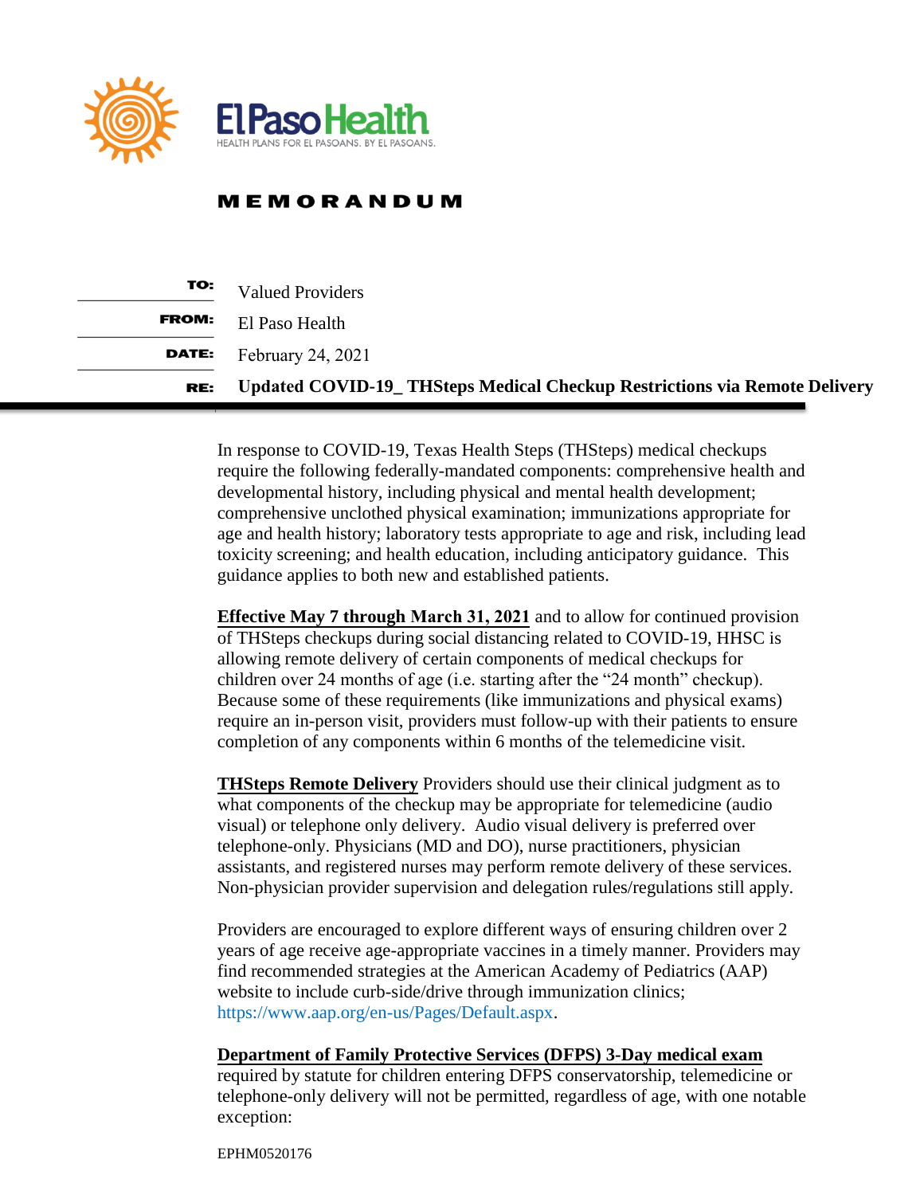El Paso Health

HEALTH PLANS FOR EL PASOANS. BY EL PASOANS.

# MEMORANDUM

**TO:** Valued Providers

**FROM:** El Paso Health

**DATE:** February 24, 2021

**RE:** **Updated COVID-19_ THSteps Medical Checkup Restrictions via Remote Delivery**

In response to COVID-19, Texas Health Steps (THSteps) medical checkups require the following federally-mandated components: comprehensive health and developmental history, including physical and mental health development; comprehensive unclothed physical examination; immunizations appropriate for age and health history; laboratory tests appropriate to age and risk, including lead toxicity screening; and health education, including anticipatory guidance. This guidance applies to both new and established patients.

**Effective May 7 through March 31, 2021** and to allow for continued provision of THSteps checkups during social distancing related to COVID-19, HHSC is allowing remote delivery of certain components of medical checkups for children over 24 months of age (i.e. starting after the "24 month" checkup). Because some of these requirements (like immunizations and physical exams) require an in-person visit, providers must follow-up with their patients to ensure completion of any components within 6 months of the telemedicine visit.

**THSteps Remote Delivery** Providers should use their clinical judgment as to what components of the checkup may be appropriate for telemedicine (audio visual) or telephone only delivery. Audio visual delivery is preferred over telephone-only. Physicians (MD and DO), nurse practitioners, physician assistants, and registered nurses may perform remote delivery of these services. Non-physician provider supervision and delegation rules/regulations still apply.

Providers are encouraged to explore different ways of ensuring children over 2 years of age receive age-appropriate vaccines in a timely manner. Providers may find recommended strategies at the American Academy of Pediatrics (AAP) website to include curb-side/drive through immunization clinics; https://www.aap.org/en-us/Pages/Default.aspx.

**Department of Family Protective Services (DFPS) 3-Day medical exam** required by statute for children entering DFPS conservatorship, telemedicine or telephone-only delivery will not be permitted, regardless of age, with one notable exception:

EPHM0520176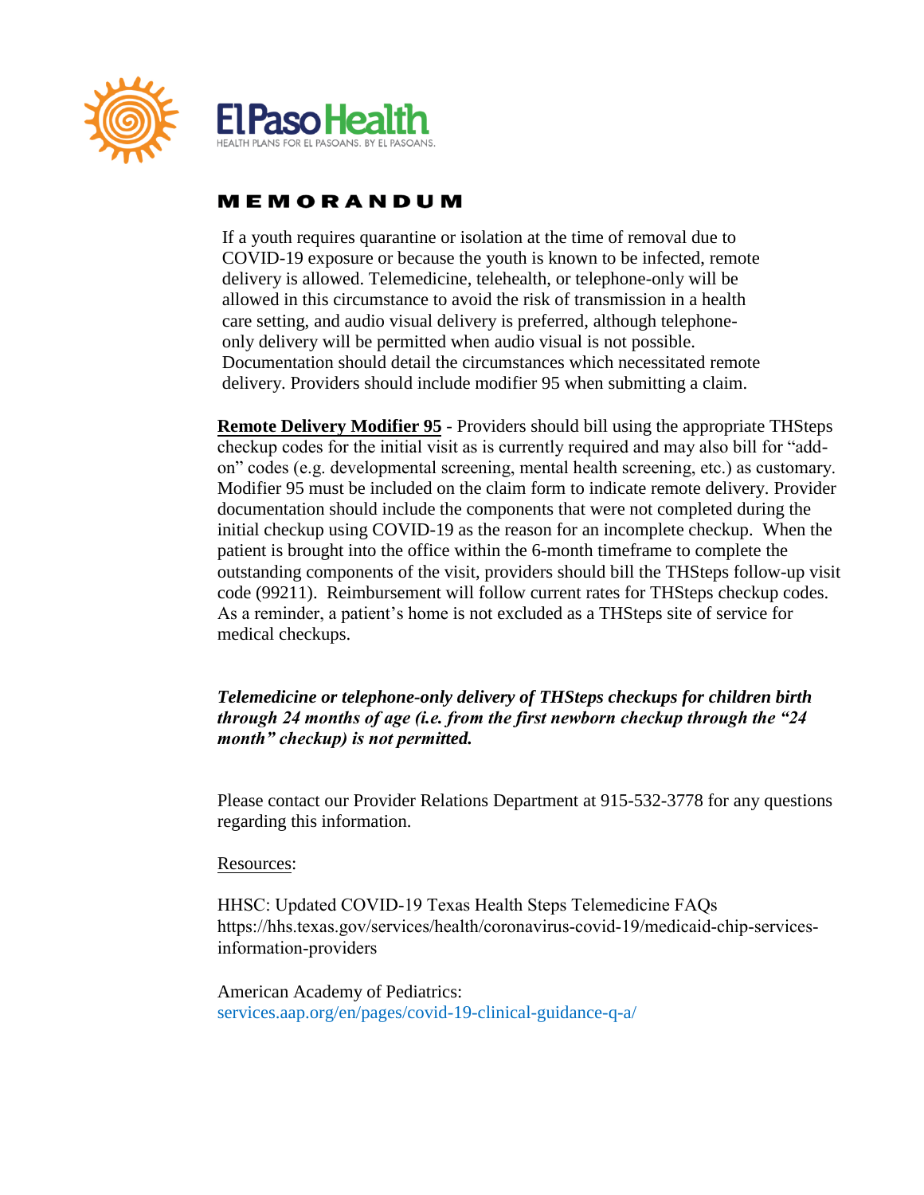El Paso Health

HEALTH PLANS FOR EL PASOANS. BY EL PASOANS.

# MEMORANDUM

If a youth requires quarantine or isolation at the time of removal due to COVID-19 exposure or because the youth is known to be infected, remote delivery is allowed. Telemedicine, telehealth, or telephone-only will be allowed in this circumstance to avoid the risk of transmission in a health care setting, and audio visual delivery is preferred, although telephone-only delivery will be permitted when audio visual is not possible. Documentation should detail the circumstances which necessitated remote delivery. Providers should include modifier 95 when submitting a claim.

**Remote Delivery Modifier 95** - Providers should bill using the appropriate THSteps checkup codes for the initial visit as is currently required and may also bill for "add-on" codes (e.g. developmental screening, mental health screening, etc.) as customary. Modifier 95 must be included on the claim form to indicate remote delivery. Provider documentation should include the components that were not completed during the initial checkup using COVID-19 as the reason for an incomplete checkup. When the patient is brought into the office within the 6-month timeframe to complete the outstanding components of the visit, providers should bill the THSteps follow-up visit code (99211). Reimbursement will follow current rates for THSteps checkup codes. As a reminder, a patient's home is not excluded as a THSteps site of service for medical checkups.

***Telemedicine or telephone-only delivery of THSteps checkups for children birth through 24 months of age (i.e. from the first newborn checkup through the "24 month" checkup) is not permitted.***

Please contact our Provider Relations Department at 915-532-3778 for any questions regarding this information.

Resources:

HHSC: Updated COVID-19 Texas Health Steps Telemedicine FAQs
https://hhs.texas.gov/services/health/coronavirus-covid-19/medicaid-chip-services-information-providers

American Academy of Pediatrics:
services.aap.org/en/pages/covid-19-clinical-guidance-q-a/